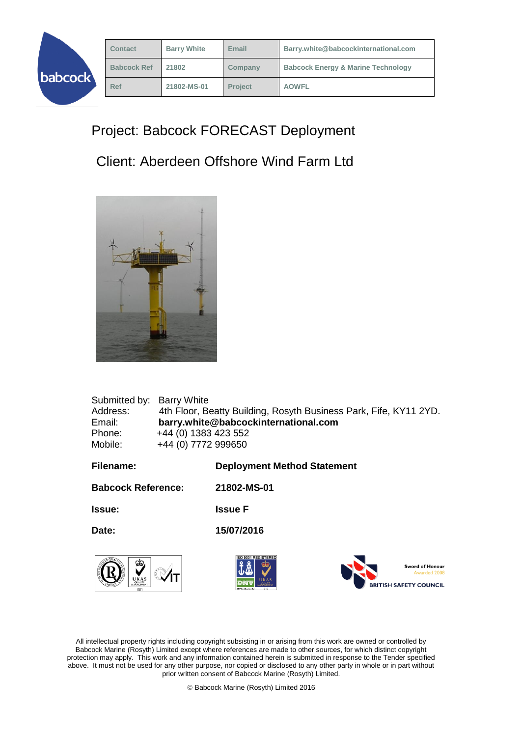| Contact | Barry White | Email | Barry.white@babcockinternational.com |
|---|---|---|---|
| Babcock Ref | 21802 | Company | Babcock Energy & Marine Technology |
| Ref | 21802-MS-01 | Project | AOWFL |

# Project: Babcock FORECAST Deployment

# Client: Aberdeen Offshore Wind Farm Ltd

Submitted by: Barry White
Address: 4th Floor, Beatty Building, Rosyth Business Park, Fife, KY11 2YD.
Email: **barry.white@babcockinternational.com**
Phone: +44 (0) 1383 423 552
Mobile: +44 (0) 7772 999650

| | |
|---|---|
| **Filename:** | **Deployment Method Statement** |
| **Babcock Reference:** | **21802-MS-01** |
| **Issue:** | **Issue F** |
| **Date:** | **15/07/2016** |

All intellectual property rights including copyright subsisting in or arising from this work are owned or controlled by Babcock Marine (Rosyth) Limited except where references are made to other sources, for which distinct copyright protection may apply. This work and any information contained herein is submitted in response to the Tender specified above. It must not be used for any other purpose, nor copied or disclosed to any other party in whole or in part without prior written consent of Babcock Marine (Rosyth) Limited.

© Babcock Marine (Rosyth) Limited 2016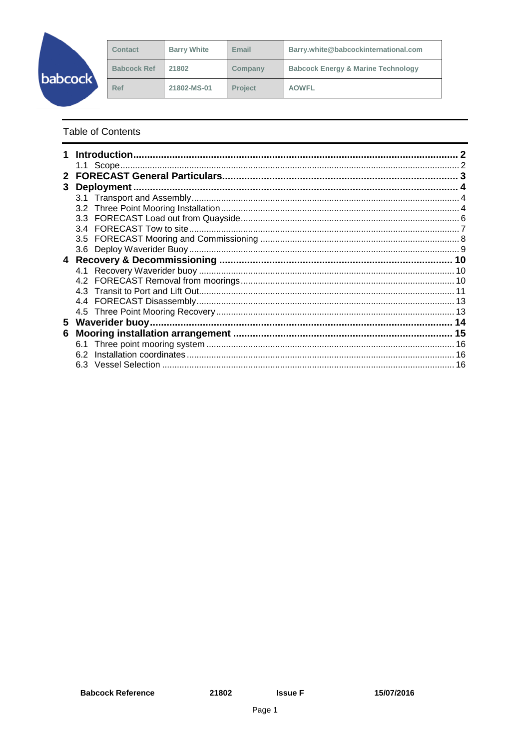| Contact | Barry White | Email | Barry.white@babcockinternational.com |
|---|---|---|---|
| Babcock Ref | 21802 | Company | Babcock Energy & Marine Technology |
| Ref | 21802-MS-01 | Project | AOWFL |

Table of Contents

**1 Introduction** .......... **2**
- 1.1 Scope .......... 2

**2 FORECAST General Particulars** .......... **3**

**3 Deployment** .......... **4**
- 3.1 Transport and Assembly .......... 4
- 3.2 Three Point Mooring Installation .......... 4
- 3.3 FORECAST Load out from Quayside .......... 6
- 3.4 FORECAST Tow to site .......... 7
- 3.5 FORECAST Mooring and Commissioning .......... 8
- 3.6 Deploy Waverider Buoy .......... 9

**4 Recovery & Decommissioning** .......... **10**
- 4.1 Recovery Waverider buoy .......... 10
- 4.2 FORECAST Removal from moorings .......... 10
- 4.3 Transit to Port and Lift Out .......... 11
- 4.4 FORECAST Disassembly .......... 13
- 4.5 Three Point Mooring Recovery .......... 13

**5 Waverider buoy** .......... **14**

**6 Mooring installation arrangement** .......... **15**
- 6.1 Three point mooring system .......... 16
- 6.2 Installation coordinates .......... 16
- 6.3 Vessel Selection .......... 16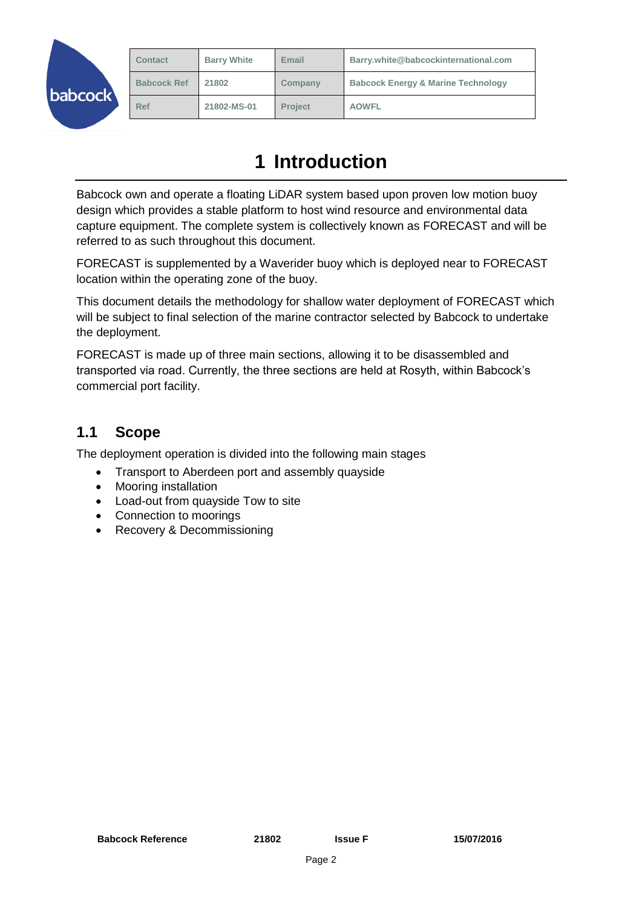| Contact | Barry White | Email | Barry.white@babcockinternational.com |
| --- | --- | --- | --- |
| Babcock Ref | 21802 | Company | Babcock Energy & Marine Technology |
| Ref | 21802-MS-01 | Project | AOWFL |

# 1 Introduction

Babcock own and operate a floating LiDAR system based upon proven low motion buoy design which provides a stable platform to host wind resource and environmental data capture equipment. The complete system is collectively known as FORECAST and will be referred to as such throughout this document.

FORECAST is supplemented by a Waverider buoy which is deployed near to FORECAST location within the operating zone of the buoy.

This document details the methodology for shallow water deployment of FORECAST which will be subject to final selection of the marine contractor selected by Babcock to undertake the deployment.

FORECAST is made up of three main sections, allowing it to be disassembled and transported via road. Currently, the three sections are held at Rosyth, within Babcock's commercial port facility.

## 1.1 Scope

The deployment operation is divided into the following main stages

- Transport to Aberdeen port and assembly quayside
- Mooring installation
- Load-out from quayside Tow to site
- Connection to moorings
- Recovery & Decommissioning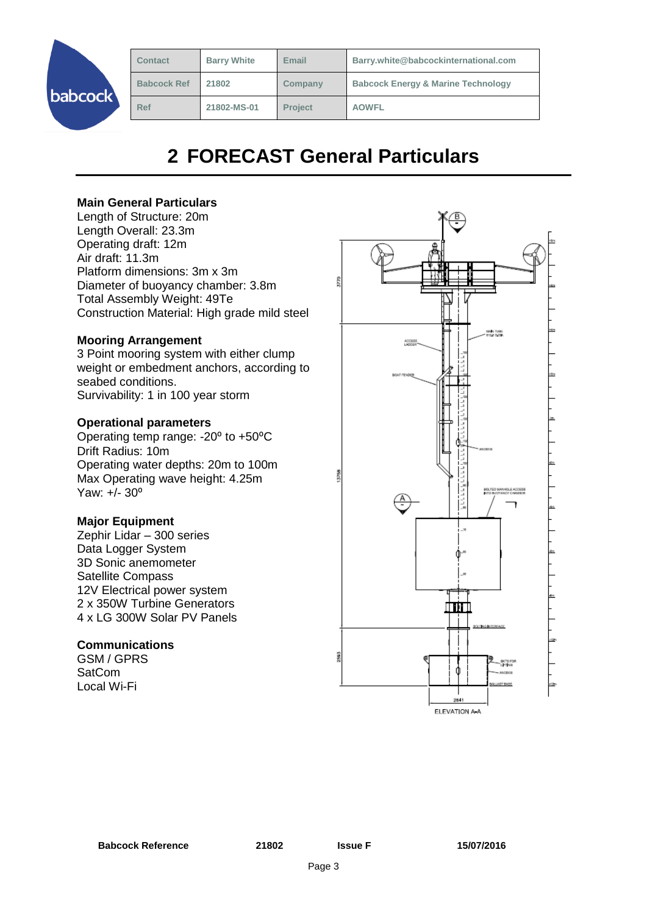| Contact | Barry White | Email | Barry.white@babcockinternational.com |
|---|---|---|---|
| Babcock Ref | 21802 | Company | Babcock Energy & Marine Technology |
| Ref | 21802-MS-01 | Project | AOWFL |

# 2 FORECAST General Particulars

**Main General Particulars**

Length of Structure: 20m
Length Overall: 23.3m
Operating draft: 12m
Air draft: 11.3m
Platform dimensions: 3m x 3m
Diameter of buoyancy chamber: 3.8m
Total Assembly Weight: 49Te
Construction Material: High grade mild steel

**Mooring Arrangement**

3 Point mooring system with either clump weight or embedment anchors, according to seabed conditions.
Survivability: 1 in 100 year storm

**Operational parameters**

Operating temp range: -20º to +50ºC
Drift Radius: 10m
Operating water depths: 20m to 100m
Max Operating wave height: 4.25m
Yaw: +/- 30º

**Major Equipment**

Zephir Lidar – 300 series
Data Logger System
3D Sonic anemometer
Satellite Compass
12V Electrical power system
2 x 350W Turbine Generators
4 x LG 300W Solar PV Panels

**Communications**

GSM / GPRS
SatCom
Local Wi-Fi

ELEVATION A-A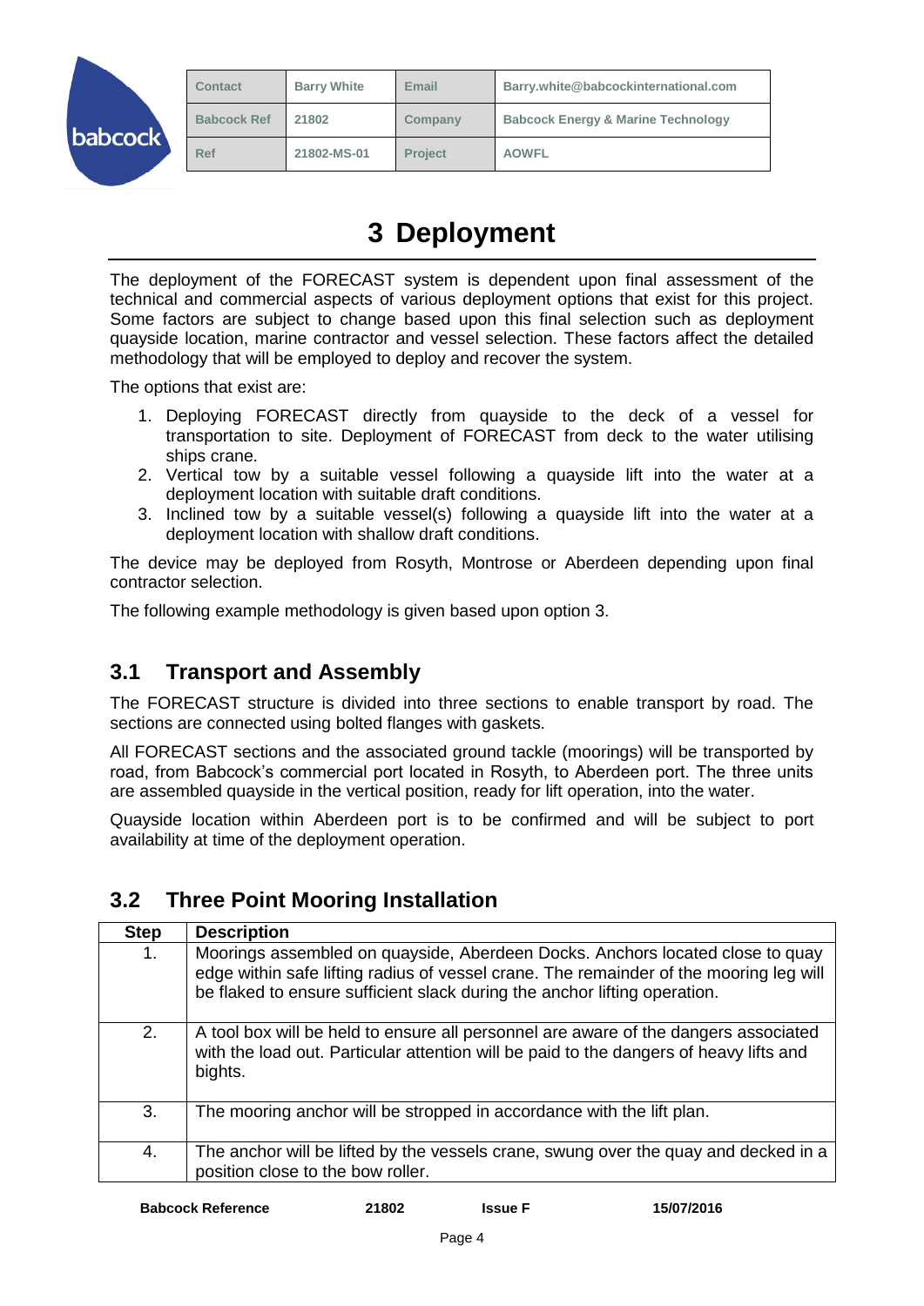# 3 Deployment

The deployment of the FORECAST system is dependent upon final assessment of the technical and commercial aspects of various deployment options that exist for this project. Some factors are subject to change based upon this final selection such as deployment quayside location, marine contractor and vessel selection. These factors affect the detailed methodology that will be employed to deploy and recover the system.

The options that exist are:

1. Deploying FORECAST directly from quayside to the deck of a vessel for transportation to site. Deployment of FORECAST from deck to the water utilising ships crane.
2. Vertical tow by a suitable vessel following a quayside lift into the water at a deployment location with suitable draft conditions.
3. Inclined tow by a suitable vessel(s) following a quayside lift into the water at a deployment location with shallow draft conditions.

The device may be deployed from Rosyth, Montrose or Aberdeen depending upon final contractor selection.

The following example methodology is given based upon option 3.

## 3.1 Transport and Assembly

The FORECAST structure is divided into three sections to enable transport by road. The sections are connected using bolted flanges with gaskets.

All FORECAST sections and the associated ground tackle (moorings) will be transported by road, from Babcock's commercial port located in Rosyth, to Aberdeen port. The three units are assembled quayside in the vertical position, ready for lift operation, into the water.

Quayside location within Aberdeen port is to be confirmed and will be subject to port availability at time of the deployment operation.

## 3.2 Three Point Mooring Installation

| Step | Description |
|---|---|
| 1. | Moorings assembled on quayside, Aberdeen Docks. Anchors located close to quay edge within safe lifting radius of vessel crane. The remainder of the mooring leg will be flaked to ensure sufficient slack during the anchor lifting operation. |
| 2. | A tool box will be held to ensure all personnel are aware of the dangers associated with the load out. Particular attention will be paid to the dangers of heavy lifts and bights. |
| 3. | The mooring anchor will be stropped in accordance with the lift plan. |
| 4. | The anchor will be lifted by the vessels crane, swung over the quay and decked in a position close to the bow roller. |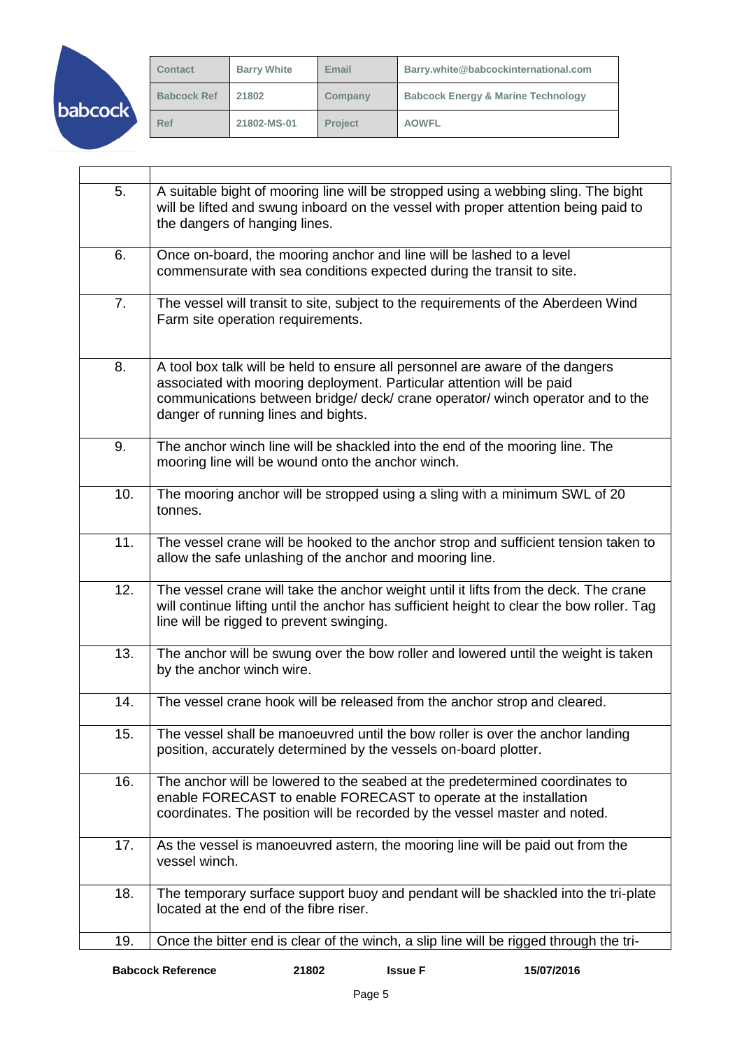| | |
|---|---|
| 5. | A suitable bight of mooring line will be stropped using a webbing sling. The bight will be lifted and swung inboard on the vessel with proper attention being paid to the dangers of hanging lines. |
| 6. | Once on-board, the mooring anchor and line will be lashed to a level commensurate with sea conditions expected during the transit to site. |
| 7. | The vessel will transit to site, subject to the requirements of the Aberdeen Wind Farm site operation requirements. |
| 8. | A tool box talk will be held to ensure all personnel are aware of the dangers associated with mooring deployment. Particular attention will be paid communications between bridge/ deck/ crane operator/ winch operator and to the danger of running lines and bights. |
| 9. | The anchor winch line will be shackled into the end of the mooring line. The mooring line will be wound onto the anchor winch. |
| 10. | The mooring anchor will be stropped using a sling with a minimum SWL of 20 tonnes. |
| 11. | The vessel crane will be hooked to the anchor strop and sufficient tension taken to allow the safe unlashing of the anchor and mooring line. |
| 12. | The vessel crane will take the anchor weight until it lifts from the deck. The crane will continue lifting until the anchor has sufficient height to clear the bow roller. Tag line will be rigged to prevent swinging. |
| 13. | The anchor will be swung over the bow roller and lowered until the weight is taken by the anchor winch wire. |
| 14. | The vessel crane hook will be released from the anchor strop and cleared. |
| 15. | The vessel shall be manoeuvred until the bow roller is over the anchor landing position, accurately determined by the vessels on-board plotter. |
| 16. | The anchor will be lowered to the seabed at the predetermined coordinates to enable FORECAST to enable FORECAST to operate at the installation coordinates. The position will be recorded by the vessel master and noted. |
| 17. | As the vessel is manoeuvred astern, the mooring line will be paid out from the vessel winch. |
| 18. | The temporary surface support buoy and pendant will be shackled into the tri-plate located at the end of the fibre riser. |
| 19. | Once the bitter end is clear of the winch, a slip line will be rigged through the tri- |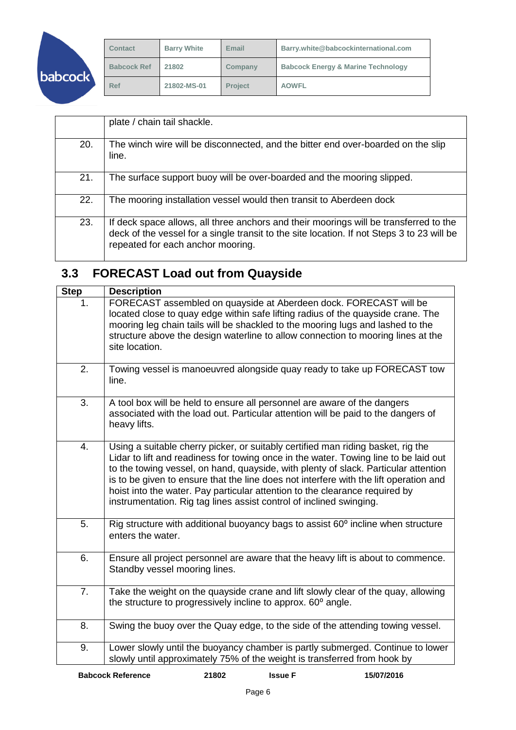| | |
|---|---|
| | plate / chain tail shackle. |
| 20. | The winch wire will be disconnected, and the bitter end over-boarded on the slip line. |
| 21. | The surface support buoy will be over-boarded and the mooring slipped. |
| 22. | The mooring installation vessel would then transit to Aberdeen dock |
| 23. | If deck space allows, all three anchors and their moorings will be transferred to the deck of the vessel for a single transit to the site location. If not Steps 3 to 23 will be repeated for each anchor mooring. |

## 3.3 FORECAST Load out from Quayside

| Step | Description |
|---|---|
| 1. | FORECAST assembled on quayside at Aberdeen dock. FORECAST will be located close to quay edge within safe lifting radius of the quayside crane. The mooring leg chain tails will be shackled to the mooring lugs and lashed to the structure above the design waterline to allow connection to mooring lines at the site location. |
| 2. | Towing vessel is manoeuvred alongside quay ready to take up FORECAST tow line. |
| 3. | A tool box will be held to ensure all personnel are aware of the dangers associated with the load out. Particular attention will be paid to the dangers of heavy lifts. |
| 4. | Using a suitable cherry picker, or suitably certified man riding basket, rig the Lidar to lift and readiness for towing once in the water. Towing line to be laid out to the towing vessel, on hand, quayside, with plenty of slack. Particular attention is to be given to ensure that the line does not interfere with the lift operation and hoist into the water. Pay particular attention to the clearance required by instrumentation. Rig tag lines assist control of inclined swinging. |
| 5. | Rig structure with additional buoyancy bags to assist 60º incline when structure enters the water. |
| 6. | Ensure all project personnel are aware that the heavy lift is about to commence. Standby vessel mooring lines. |
| 7. | Take the weight on the quayside crane and lift slowly clear of the quay, allowing the structure to progressively incline to approx. 60º angle. |
| 8. | Swing the buoy over the Quay edge, to the side of the attending towing vessel. |
| 9. | Lower slowly until the buoyancy chamber is partly submerged. Continue to lower slowly until approximately 75% of the weight is transferred from hook by |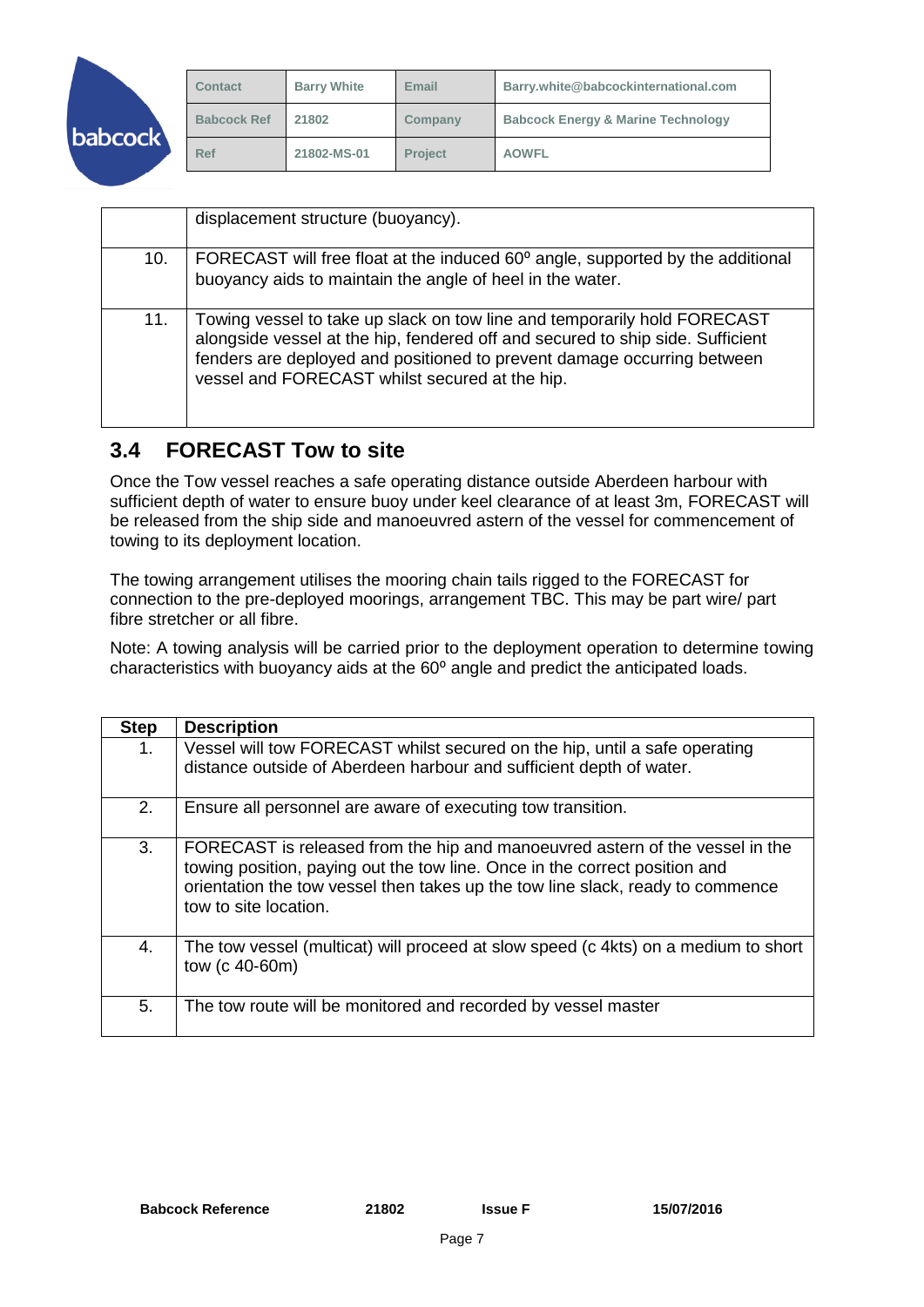|  |  |
|---|---|
|  | displacement structure (buoyancy). |
| 10. | FORECAST will free float at the induced 60º angle, supported by the additional buoyancy aids to maintain the angle of heel in the water. |
| 11. | Towing vessel to take up slack on tow line and temporarily hold FORECAST alongside vessel at the hip, fendered off and secured to ship side. Sufficient fenders are deployed and positioned to prevent damage occurring between vessel and FORECAST whilst secured at the hip. |

## 3.4 FORECAST Tow to site

Once the Tow vessel reaches a safe operating distance outside Aberdeen harbour with sufficient depth of water to ensure buoy under keel clearance of at least 3m, FORECAST will be released from the ship side and manoeuvred astern of the vessel for commencement of towing to its deployment location.

The towing arrangement utilises the mooring chain tails rigged to the FORECAST for connection to the pre-deployed moorings, arrangement TBC. This may be part wire/ part fibre stretcher or all fibre.

Note: A towing analysis will be carried prior to the deployment operation to determine towing characteristics with buoyancy aids at the 60º angle and predict the anticipated loads.

| Step | Description |
|---|---|
| 1. | Vessel will tow FORECAST whilst secured on the hip, until a safe operating distance outside of Aberdeen harbour and sufficient depth of water. |
| 2. | Ensure all personnel are aware of executing tow transition. |
| 3. | FORECAST is released from the hip and manoeuvred astern of the vessel in the towing position, paying out the tow line. Once in the correct position and orientation the tow vessel then takes up the tow line slack, ready to commence tow to site location. |
| 4. | The tow vessel (multicat) will proceed at slow speed (c 4kts) on a medium to short tow (c 40-60m) |
| 5. | The tow route will be monitored and recorded by vessel master |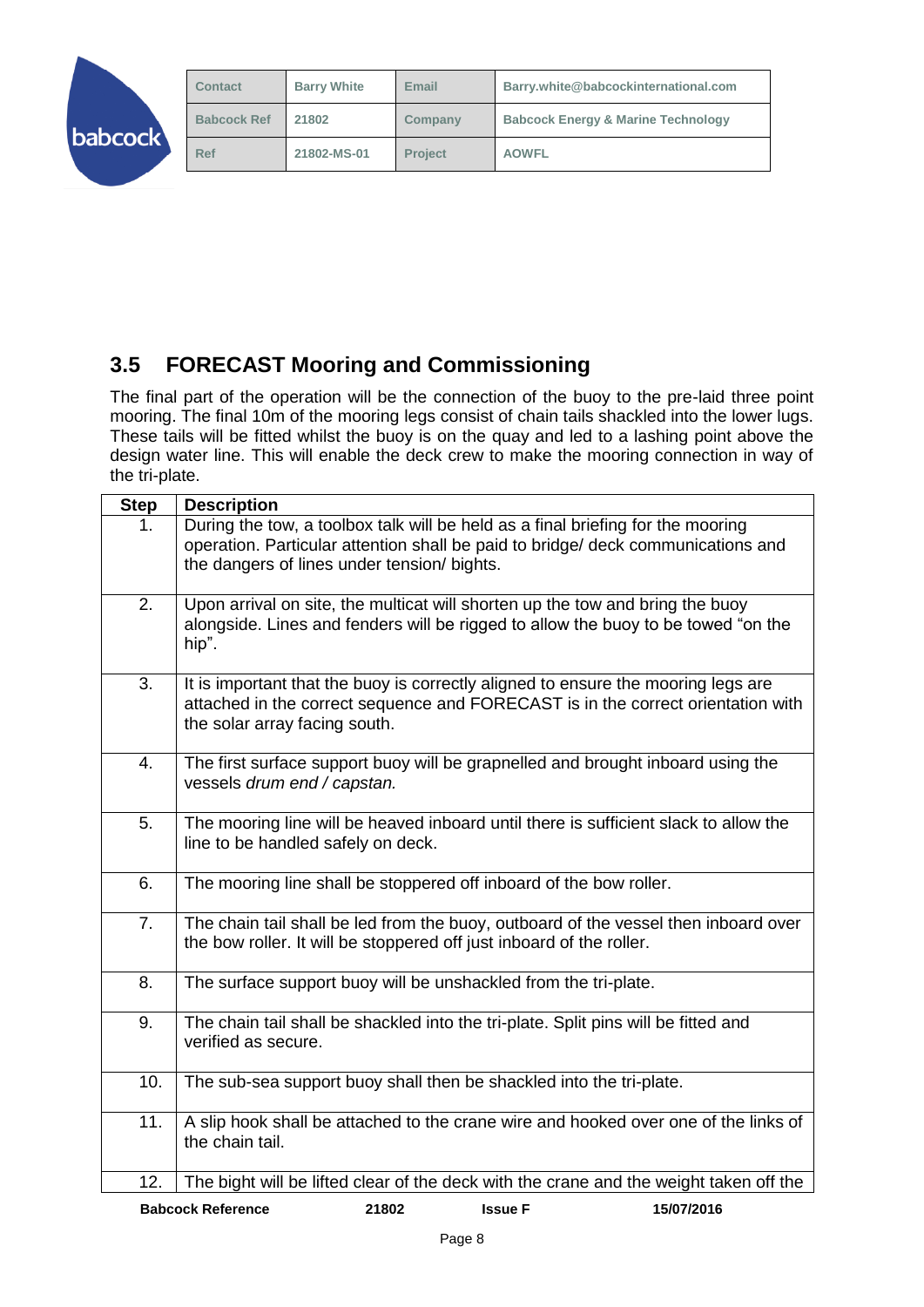## 3.5 FORECAST Mooring and Commissioning

The final part of the operation will be the connection of the buoy to the pre-laid three point mooring. The final 10m of the mooring legs consist of chain tails shackled into the lower lugs. These tails will be fitted whilst the buoy is on the quay and led to a lashing point above the design water line. This will enable the deck crew to make the mooring connection in way of the tri-plate.

| Step | Description |
|---|---|
| 1. | During the tow, a toolbox talk will be held as a final briefing for the mooring operation. Particular attention shall be paid to bridge/ deck communications and the dangers of lines under tension/ bights. |
| 2. | Upon arrival on site, the multicat will shorten up the tow and bring the buoy alongside. Lines and fenders will be rigged to allow the buoy to be towed "on the hip". |
| 3. | It is important that the buoy is correctly aligned to ensure the mooring legs are attached in the correct sequence and FORECAST is in the correct orientation with the solar array facing south. |
| 4. | The first surface support buoy will be grapnelled and brought inboard using the vessels *drum end / capstan.* |
| 5. | The mooring line will be heaved inboard until there is sufficient slack to allow the line to be handled safely on deck. |
| 6. | The mooring line shall be stoppered off inboard of the bow roller. |
| 7. | The chain tail shall be led from the buoy, outboard of the vessel then inboard over the bow roller. It will be stoppered off just inboard of the roller. |
| 8. | The surface support buoy will be unshackled from the tri-plate. |
| 9. | The chain tail shall be shackled into the tri-plate. Split pins will be fitted and verified as secure. |
| 10. | The sub-sea support buoy shall then be shackled into the tri-plate. |
| 11. | A slip hook shall be attached to the crane wire and hooked over one of the links of the chain tail. |
| 12. | The bight will be lifted clear of the deck with the crane and the weight taken off the |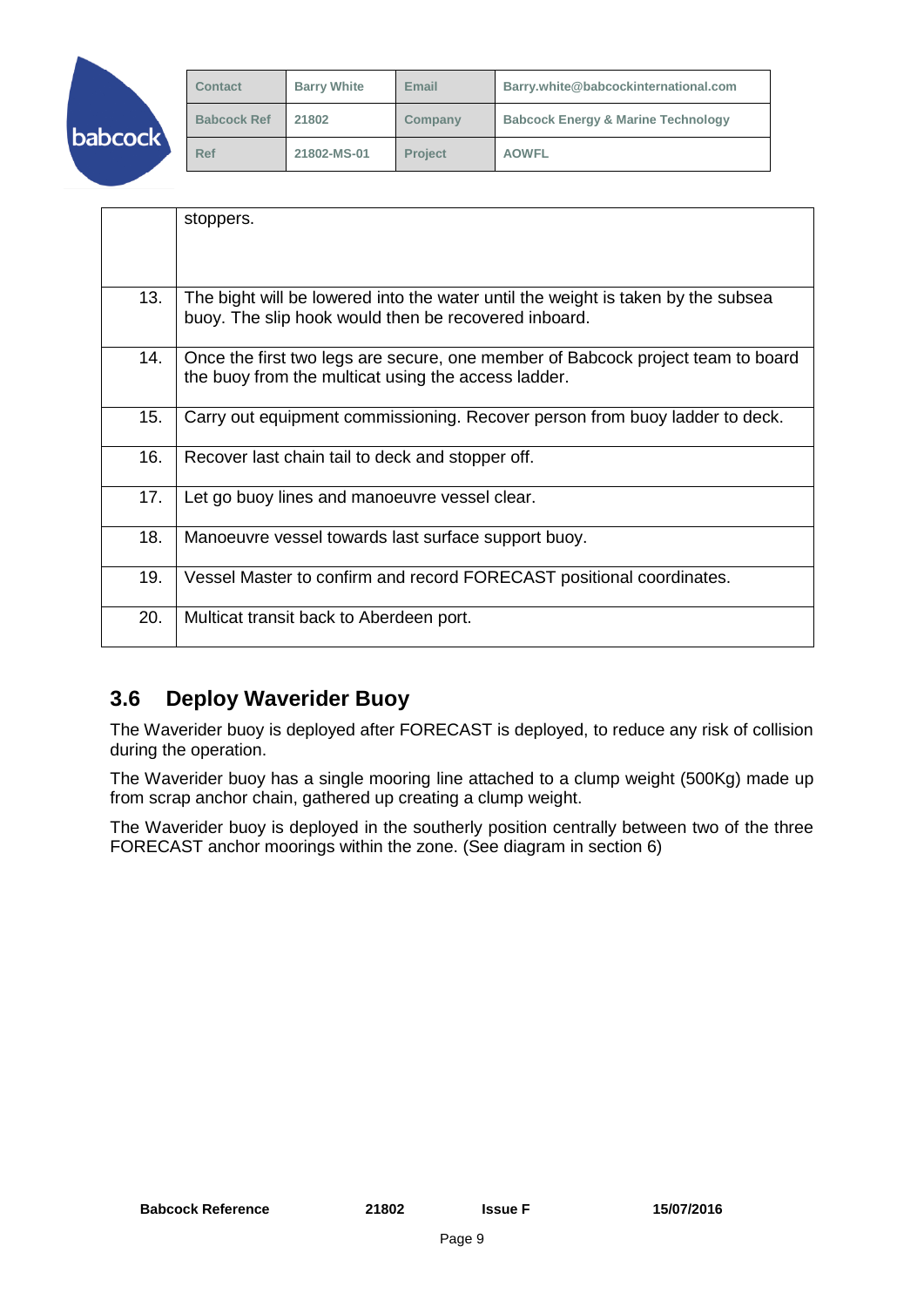| | |
|---|---|
| | stoppers. |
| 13. | The bight will be lowered into the water until the weight is taken by the subsea buoy. The slip hook would then be recovered inboard. |
| 14. | Once the first two legs are secure, one member of Babcock project team to board the buoy from the multicat using the access ladder. |
| 15. | Carry out equipment commissioning. Recover person from buoy ladder to deck. |
| 16. | Recover last chain tail to deck and stopper off. |
| 17. | Let go buoy lines and manoeuvre vessel clear. |
| 18. | Manoeuvre vessel towards last surface support buoy. |
| 19. | Vessel Master to confirm and record FORECAST positional coordinates. |
| 20. | Multicat transit back to Aberdeen port. |

## 3.6 Deploy Waverider Buoy

The Waverider buoy is deployed after FORECAST is deployed, to reduce any risk of collision during the operation.

The Waverider buoy has a single mooring line attached to a clump weight (500Kg) made up from scrap anchor chain, gathered up creating a clump weight.

The Waverider buoy is deployed in the southerly position centrally between two of the three FORECAST anchor moorings within the zone. (See diagram in section 6)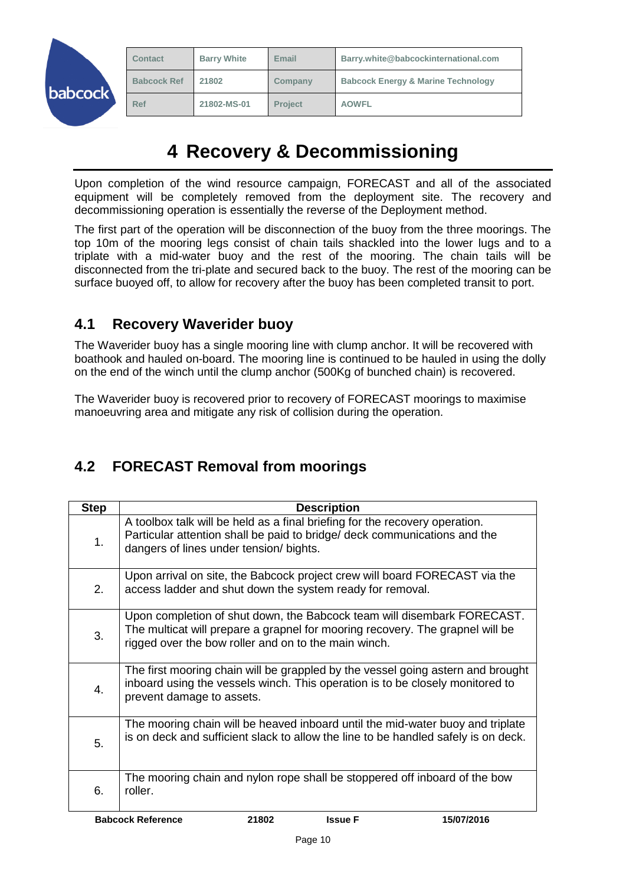# 4 Recovery & Decommissioning

Upon completion of the wind resource campaign, FORECAST and all of the associated equipment will be completely removed from the deployment site. The recovery and decommissioning operation is essentially the reverse of the Deployment method.

The first part of the operation will be disconnection of the buoy from the three moorings. The top 10m of the mooring legs consist of chain tails shackled into the lower lugs and to a triplate with a mid-water buoy and the rest of the mooring. The chain tails will be disconnected from the tri-plate and secured back to the buoy. The rest of the mooring can be surface buoyed off, to allow for recovery after the buoy has been completed transit to port.

## 4.1 Recovery Waverider buoy

The Waverider buoy has a single mooring line with clump anchor. It will be recovered with boathook and hauled on-board. The mooring line is continued to be hauled in using the dolly on the end of the winch until the clump anchor (500Kg of bunched chain) is recovered.

The Waverider buoy is recovered prior to recovery of FORECAST moorings to maximise manoeuvring area and mitigate any risk of collision during the operation.

## 4.2 FORECAST Removal from moorings

| Step | Description |
|---|---|
| 1. | A toolbox talk will be held as a final briefing for the recovery operation. Particular attention shall be paid to bridge/ deck communications and the dangers of lines under tension/ bights. |
| 2. | Upon arrival on site, the Babcock project crew will board FORECAST via the access ladder and shut down the system ready for removal. |
| 3. | Upon completion of shut down, the Babcock team will disembark FORECAST. The multicat will prepare a grapnel for mooring recovery. The grapnel will be rigged over the bow roller and on to the main winch. |
| 4. | The first mooring chain will be grappled by the vessel going astern and brought inboard using the vessels winch. This operation is to be closely monitored to prevent damage to assets. |
| 5. | The mooring chain will be heaved inboard until the mid-water buoy and triplate is on deck and sufficient slack to allow the line to be handled safely is on deck. |
| 6. | The mooring chain and nylon rope shall be stoppered off inboard of the bow roller. |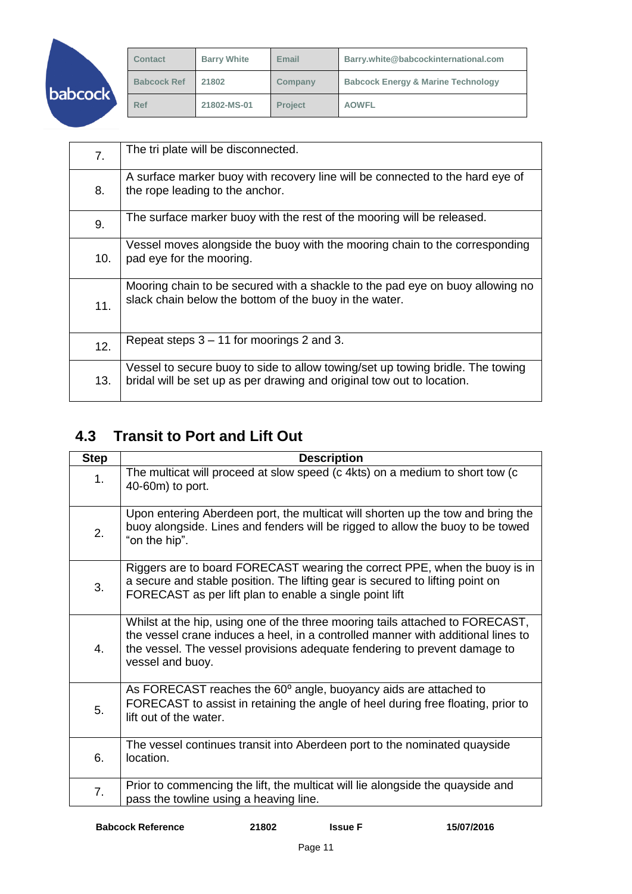| | |
|---|---|
| 7. | The tri plate will be disconnected. |
| 8. | A surface marker buoy with recovery line will be connected to the hard eye of the rope leading to the anchor. |
| 9. | The surface marker buoy with the rest of the mooring will be released. |
| 10. | Vessel moves alongside the buoy with the mooring chain to the corresponding pad eye for the mooring. |
| 11. | Mooring chain to be secured with a shackle to the pad eye on buoy allowing no slack chain below the bottom of the buoy in the water. |
| 12. | Repeat steps 3 – 11 for moorings 2 and 3. |
| 13. | Vessel to secure buoy to side to allow towing/set up towing bridle. The towing bridal will be set up as per drawing and original tow out to location. |

## 4.3 Transit to Port and Lift Out

| Step | Description |
|---|---|
| 1. | The multicat will proceed at slow speed (c 4kts) on a medium to short tow (c 40-60m) to port. |
| 2. | Upon entering Aberdeen port, the multicat will shorten up the tow and bring the buoy alongside. Lines and fenders will be rigged to allow the buoy to be towed "on the hip". |
| 3. | Riggers are to board FORECAST wearing the correct PPE, when the buoy is in a secure and stable position. The lifting gear is secured to lifting point on FORECAST as per lift plan to enable a single point lift |
| 4. | Whilst at the hip, using one of the three mooring tails attached to FORECAST, the vessel crane induces a heel, in a controlled manner with additional lines to the vessel. The vessel provisions adequate fendering to prevent damage to vessel and buoy. |
| 5. | As FORECAST reaches the 60º angle, buoyancy aids are attached to FORECAST to assist in retaining the angle of heel during free floating, prior to lift out of the water. |
| 6. | The vessel continues transit into Aberdeen port to the nominated quayside location. |
| 7. | Prior to commencing the lift, the multicat will lie alongside the quayside and pass the towline using a heaving line. |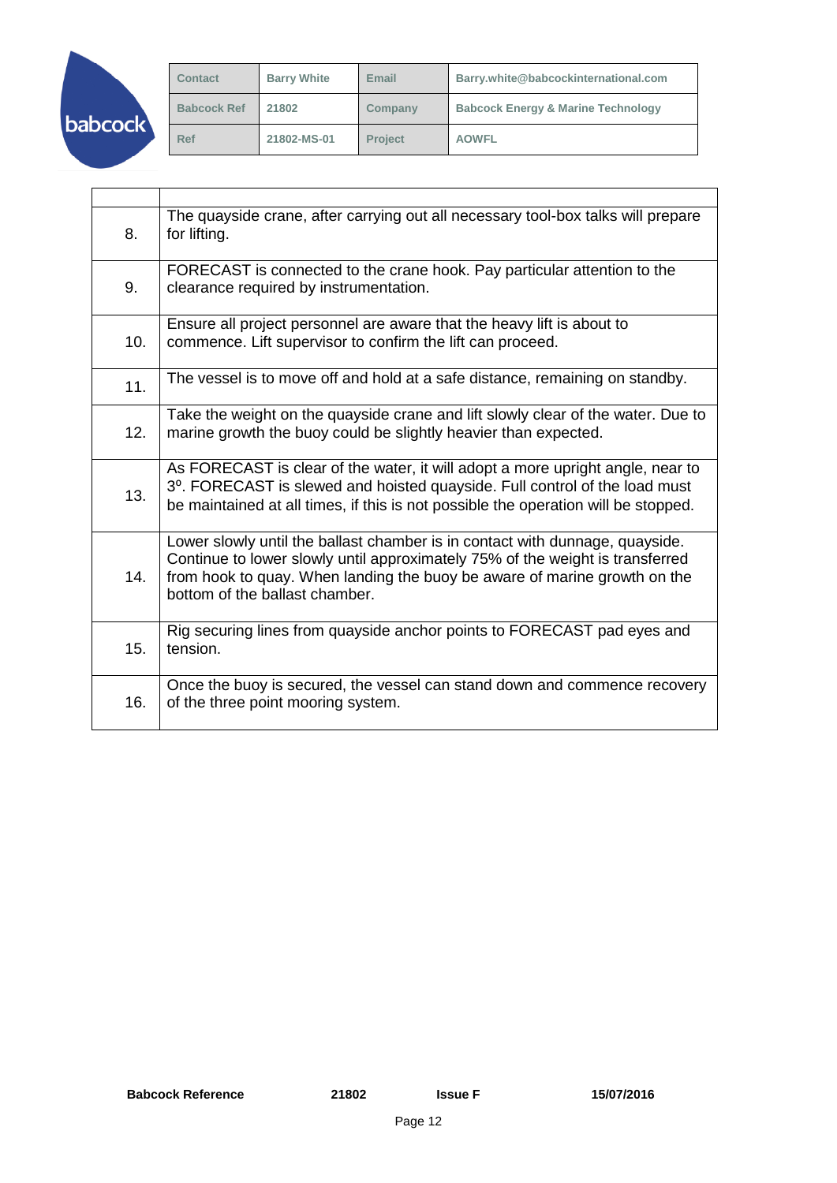| Contact | Barry White | Email | Barry.white@babcockinternational.com |
|---|---|---|---|
| Babcock Ref | 21802 | Company | Babcock Energy & Marine Technology |
| Ref | 21802-MS-01 | Project | AOWFL |

| | |
|---|---|
| 8. | The quayside crane, after carrying out all necessary tool-box talks will prepare for lifting. |
| 9. | FORECAST is connected to the crane hook. Pay particular attention to the clearance required by instrumentation. |
| 10. | Ensure all project personnel are aware that the heavy lift is about to commence. Lift supervisor to confirm the lift can proceed. |
| 11. | The vessel is to move off and hold at a safe distance, remaining on standby. |
| 12. | Take the weight on the quayside crane and lift slowly clear of the water. Due to marine growth the buoy could be slightly heavier than expected. |
| 13. | As FORECAST is clear of the water, it will adopt a more upright angle, near to 3°. FORECAST is slewed and hoisted quayside. Full control of the load must be maintained at all times, if this is not possible the operation will be stopped. |
| 14. | Lower slowly until the ballast chamber is in contact with dunnage, quayside. Continue to lower slowly until approximately 75% of the weight is transferred from hook to quay. When landing the buoy be aware of marine growth on the bottom of the ballast chamber. |
| 15. | Rig securing lines from quayside anchor points to FORECAST pad eyes and tension. |
| 16. | Once the buoy is secured, the vessel can stand down and commence recovery of the three point mooring system. |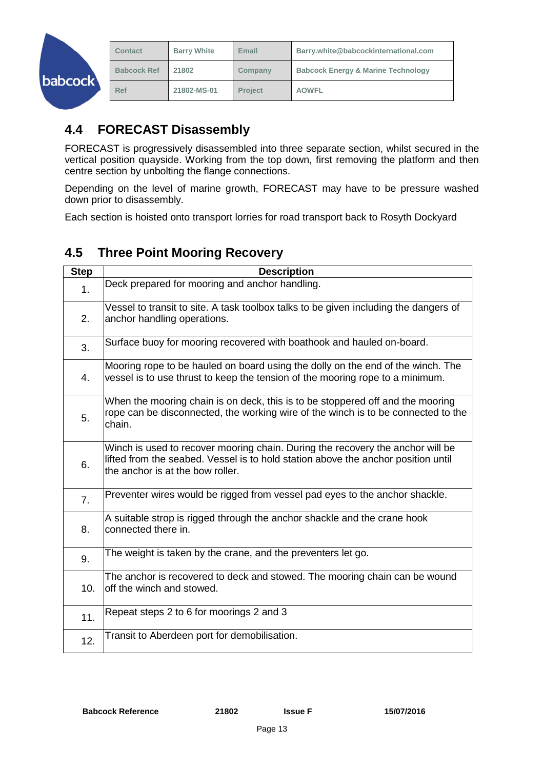## 4.4 FORECAST Disassembly

FORECAST is progressively disassembled into three separate section, whilst secured in the vertical position quayside. Working from the top down, first removing the platform and then centre section by unbolting the flange connections.

Depending on the level of marine growth, FORECAST may have to be pressure washed down prior to disassembly.

Each section is hoisted onto transport lorries for road transport back to Rosyth Dockyard

## 4.5 Three Point Mooring Recovery

| Step | Description |
|---|---|
| 1. | Deck prepared for mooring and anchor handling. |
| 2. | Vessel to transit to site. A task toolbox talks to be given including the dangers of anchor handling operations. |
| 3. | Surface buoy for mooring recovered with boathook and hauled on-board. |
| 4. | Mooring rope to be hauled on board using the dolly on the end of the winch. The vessel is to use thrust to keep the tension of the mooring rope to a minimum. |
| 5. | When the mooring chain is on deck, this is to be stoppered off and the mooring rope can be disconnected, the working wire of the winch is to be connected to the chain. |
| 6. | Winch is used to recover mooring chain. During the recovery the anchor will be lifted from the seabed. Vessel is to hold station above the anchor position until the anchor is at the bow roller. |
| 7. | Preventer wires would be rigged from vessel pad eyes to the anchor shackle. |
| 8. | A suitable strop is rigged through the anchor shackle and the crane hook connected there in. |
| 9. | The weight is taken by the crane, and the preventers let go. |
| 10. | The anchor is recovered to deck and stowed. The mooring chain can be wound off the winch and stowed. |
| 11. | Repeat steps 2 to 6 for moorings 2 and 3 |
| 12. | Transit to Aberdeen port for demobilisation. |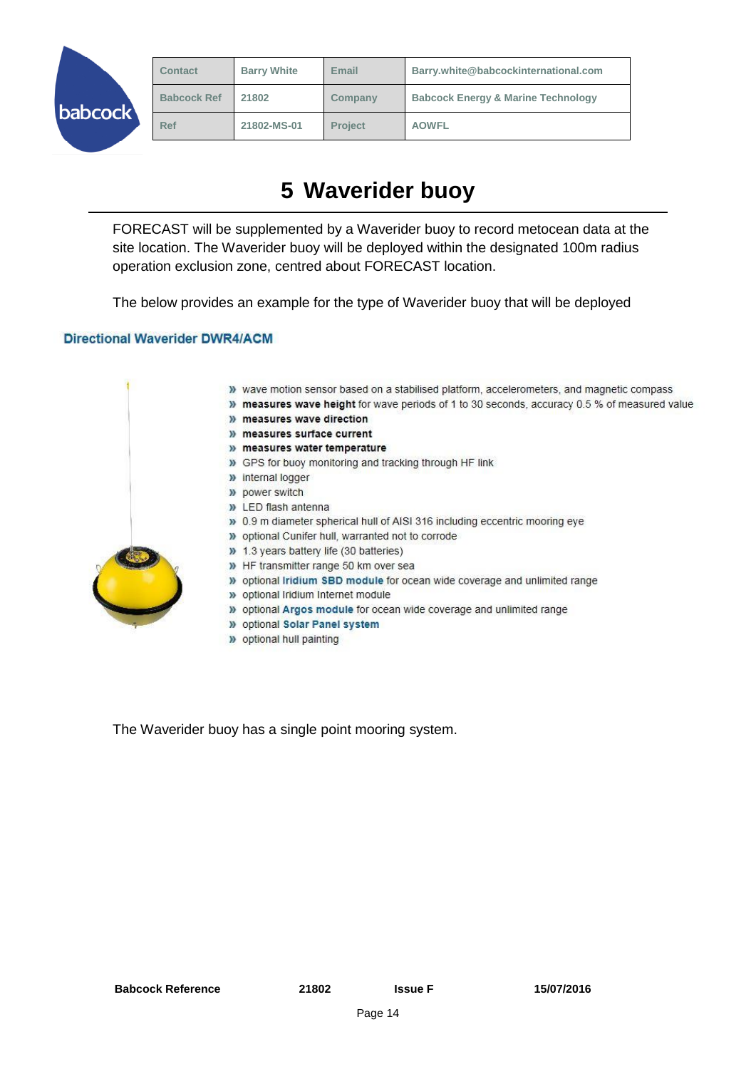| Contact | Barry White | Email | Barry.white@babcockinternational.com |
| --- | --- | --- | --- |
| Babcock Ref | 21802 | Company | Babcock Energy & Marine Technology |
| Ref | 21802-MS-01 | Project | AOWFL |

# 5 Waverider buoy

FORECAST will be supplemented by a Waverider buoy to record metocean data at the site location. The Waverider buoy will be deployed within the designated 100m radius operation exclusion zone, centred about FORECAST location.

The below provides an example for the type of Waverider buoy that will be deployed

**Directional Waverider DWR4/ACM**

- wave motion sensor based on a stabilised platform, accelerometers, and magnetic compass
- **measures wave height** for wave periods of 1 to 30 seconds, accuracy 0.5 % of measured value
- **measures wave direction**
- **measures surface current**
- **measures water temperature**
- GPS for buoy monitoring and tracking through HF link
- internal logger
- power switch
- LED flash antenna
- 0.9 m diameter spherical hull of AISI 316 including eccentric mooring eye
- optional Cunifer hull, warranted not to corrode
- 1.3 years battery life (30 batteries)
- HF transmitter range 50 km over sea
- optional **Iridium SBD module** for ocean wide coverage and unlimited range
- optional Iridium Internet module
- optional **Argos module** for ocean wide coverage and unlimited range
- optional **Solar Panel system**
- optional hull painting

The Waverider buoy has a single point mooring system.

| Babcock Reference | 21802 | Issue F | 15/07/2016 |
| --- | --- | --- | --- |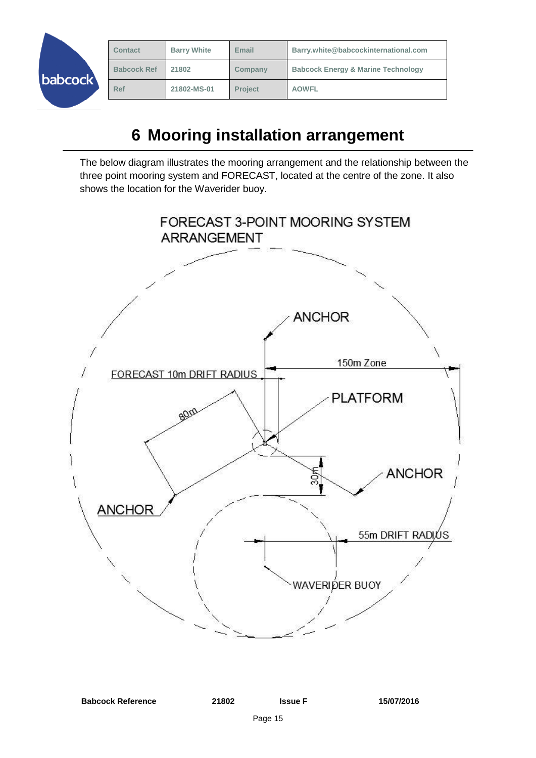| Contact | Barry White | Email | Barry.white@babcockinternational.com |
| --- | --- | --- | --- |
| Babcock Ref | 21802 | Company | Babcock Energy & Marine Technology |
| Ref | 21802-MS-01 | Project | AOWFL |

# 6 Mooring installation arrangement

The below diagram illustrates the mooring arrangement and the relationship between the three point mooring system and FORECAST, located at the centre of the zone. It also shows the location for the Waverider buoy.

FORECAST 3-POINT MOORING SYSTEM ARRANGEMENT

ANCHOR

150m Zone

FORECAST 10m DRIFT RADIUS

PLATFORM

80m

30m

ANCHOR

ANCHOR

55m DRIFT RADIUS

WAVERIDER BUOY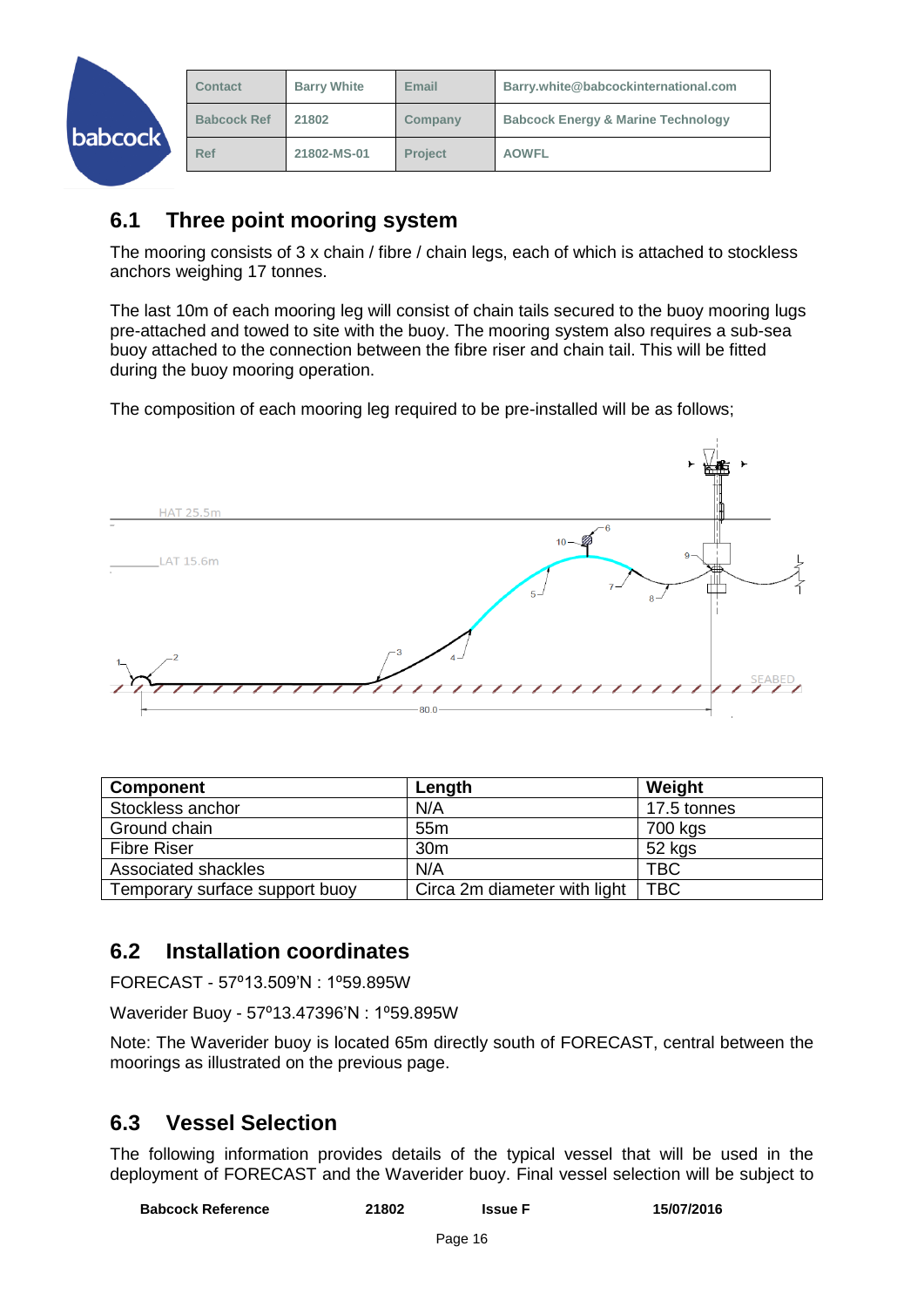## 6.1 Three point mooring system

The mooring consists of 3 x chain / fibre / chain legs, each of which is attached to stockless anchors weighing 17 tonnes.

The last 10m of each mooring leg will consist of chain tails secured to the buoy mooring lugs pre-attached and towed to site with the buoy. The mooring system also requires a sub-sea buoy attached to the connection between the fibre riser and chain tail. This will be fitted during the buoy mooring operation.

The composition of each mooring leg required to be pre-installed will be as follows;

| Component | Length | Weight |
|---|---|---|
| Stockless anchor | N/A | 17.5 tonnes |
| Ground chain | 55m | 700 kgs |
| Fibre Riser | 30m | 52 kgs |
| Associated shackles | N/A | TBC |
| Temporary surface support buoy | Circa 2m diameter with light | TBC |

## 6.2 Installation coordinates

FORECAST - 57º13.509'N : 1º59.895W

Waverider Buoy - 57º13.47396'N : 1º59.895W

Note: The Waverider buoy is located 65m directly south of FORECAST, central between the moorings as illustrated on the previous page.

## 6.3 Vessel Selection

The following information provides details of the typical vessel that will be used in the deployment of FORECAST and the Waverider buoy. Final vessel selection will be subject to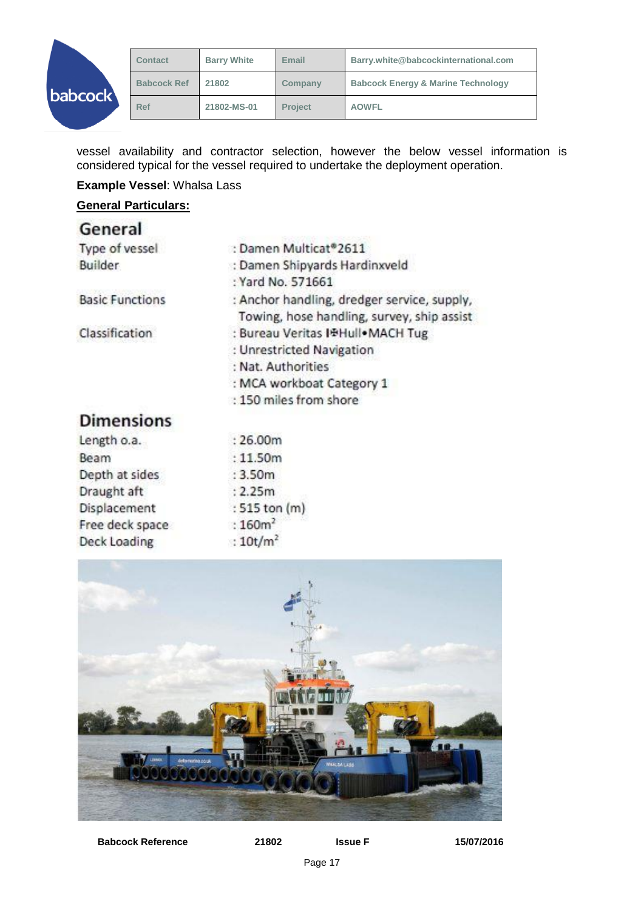vessel availability and contractor selection, however the below vessel information is considered typical for the vessel required to undertake the deployment operation.

**Example Vessel**: Whalsa Lass

**General Particulars:**

## General

| | |
|---|---|
| Type of vessel | : Damen Multicat®2611 |
| Builder | : Damen Shipyards Hardinxveld |
| | : Yard No. 571661 |
| Basic Functions | : Anchor handling, dredger service, supply, Towing, hose handling, survey, ship assist |
| Classification | : Bureau Veritas I✠Hull•MACH Tug |
| | : Unrestricted Navigation |
| | : Nat. Authorities |
| | : MCA workboat Category 1 |
| | : 150 miles from shore |

## Dimensions

| | |
|---|---|
| Length o.a. | : 26.00m |
| Beam | : 11.50m |
| Depth at sides | : 3.50m |
| Draught aft | : 2.25m |
| Displacement | : 515 ton (m) |
| Free deck space | : 160m² |
| Deck Loading | : 10t/m² |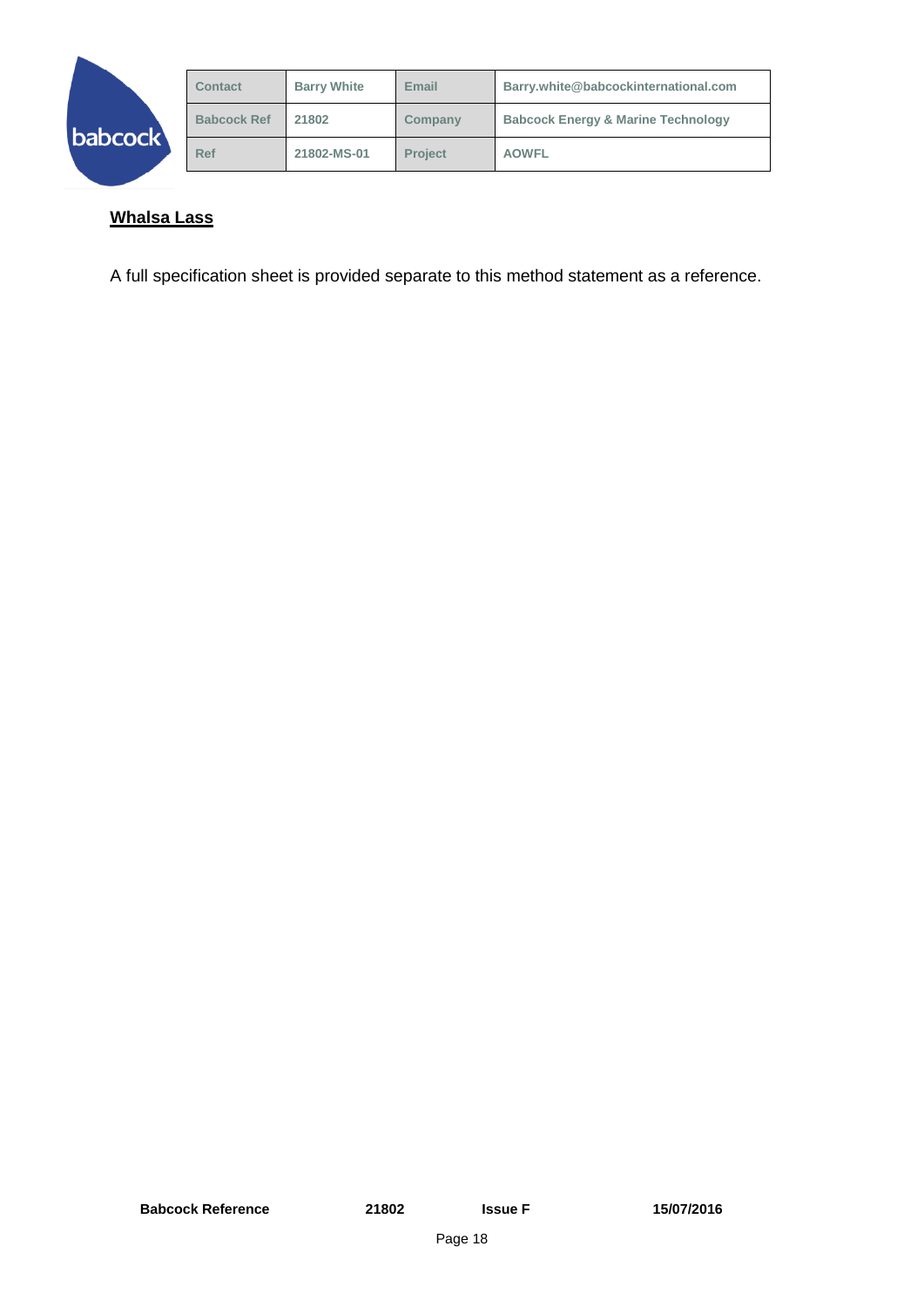## Whalsa Lass

A full specification sheet is provided separate to this method statement as a reference.